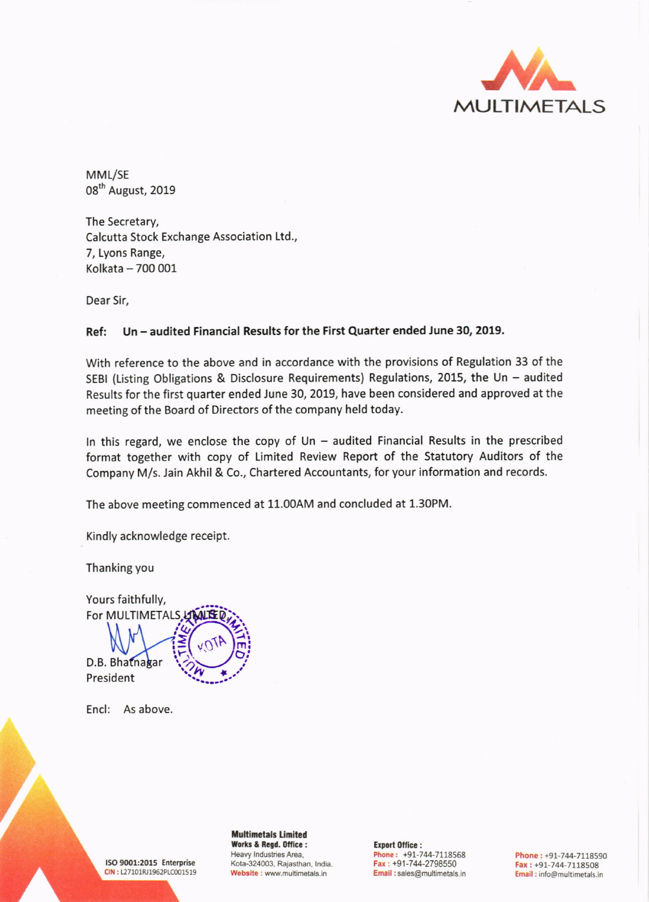MULTIMETALS

MML/SE
08th August, 2019

The Secretary,
Calcutta Stock Exchange Association Ltd.,
7, Lyons Range,
Kolkata – 700 001

Dear Sir,

**Ref: Un – audited Financial Results for the First Quarter ended June 30, 2019.**

With reference to the above and in accordance with the provisions of Regulation 33 of the SEBI (Listing Obligations & Disclosure Requirements) Regulations, 2015, the Un – audited Results for the first quarter ended June 30, 2019, have been considered and approved at the meeting of the Board of Directors of the company held today.

In this regard, we enclose the copy of Un – audited Financial Results in the prescribed format together with copy of Limited Review Report of the Statutory Auditors of the Company M/s. Jain Akhil & Co., Chartered Accountants, for your information and records.

The above meeting commenced at 11.00AM and concluded at 1.30PM.

Kindly acknowledge receipt.

Thanking you

Yours faithfully,
For MULTIMETALS LIMITED

D.B. Bhatnagar
President

Encl: As above.

ISO 9001:2015 Enterprise
CIN : L27101RJ1962PLC001519

**Multimetals Limited**
**Works & Regd. Office :**
Heavy Industries Area,
Kota-324003, Rajasthan, India.
Website : www.multimetals.in

**Export Office :**
Phone : +91-744-7118568
Fax : +91-744-2798550
Email : sales@multimetals.in

Phone : +91-744-7118590
Fax : +91-744-7118508
Email : info@multimetals.in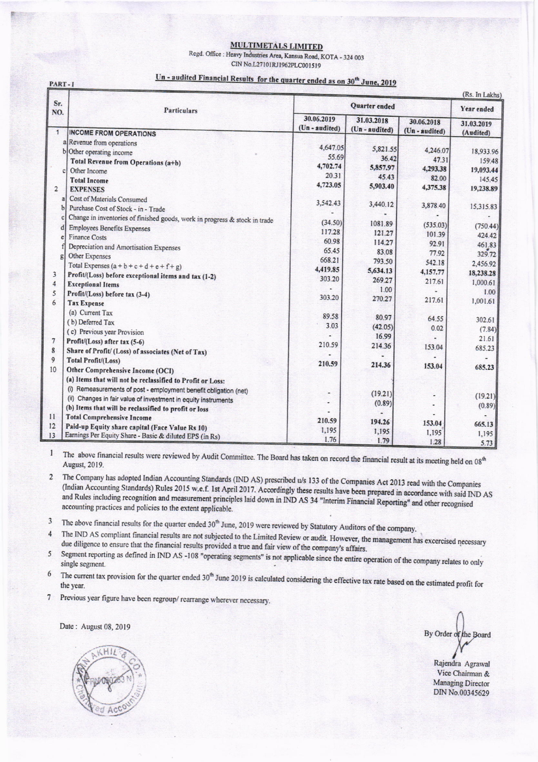# MULTIMETALS LIMITED

Regd. Office : Heavy Industries Area, Kansua Road, KOTA - 324 003

CIN No.L27101RJ1962PLC001519

## Un - audited Financial Results for the quarter ended as on 30th June, 2019

PART - I

(Rs. In Lakhs)

| Sr. NO. | Particulars | Quarter ended | | | Year ended |
|---|---|---|---|---|---|
| | | 30.06.2019 (Un - audited) | 31.03.2018 (Un - audited) | 30.06.2018 (Un - audited) | 31.03.2019 (Audited) |
| 1 | **INCOME FROM OPERATIONS** | | | | |
| | a Revenue from operations | 4,647.05 | 5,821.55 | 4,246.07 | 18,933.96 |
| | b Other operating income | 55.69 | 36.42 | 47.31 | 159.48 |
| | **Total Revenue from Operations (a+b)** | 4,702.74 | 5,857.97 | 4,293.38 | 19,093.44 |
| | c Other Income | 20.31 | 45.43 | 82.00 | 145.45 |
| | **Total Income** | 4,723.05 | 5,903.40 | 4,375.38 | 19,238.89 |
| 2 | **EXPENSES** | | | | |
| | a Cost of Materials Consumed | 3,542.43 | 3,440.12 | 3,878.40 | 15,315.83 |
| | b Purchase Cost of Stock - in - Trade | - | - | - | - |
| | c Change in inventories of finished goods, work in progress & stock in trade | (34.50) | 1081.89 | (535.03) | (750.44) |
| | d Employees Benefits Expenses | 117.28 | 121.27 | 101.39 | 424.42 |
| | e Finance Costs | 60.98 | 114.27 | 92.91 | 461.83 |
| | f Depreciation and Amortisation Expenses | 65.45 | 83.08 | 77.92 | 329.72 |
| | g Other Expenses | 668.21 | 793.50 | 542.18 | 2,456.92 |
| | Total Expenses (a + b + c + d + e + f + g) | 4,419.85 | 5,634.13 | 4,157.77 | 18,238.28 |
| 3 | **Profit/(Loss) before exceptional items and tax (1-2)** | 303.20 | 269.27 | 217.61 | 1,000.61 |
| 4 | **Exceptional Items** | - | 1.00 | - | 1.00 |
| 5 | **Profit/(Loss) before tax (3-4)** | 303.20 | 270.27 | 217.61 | 1,001.61 |
| 6 | **Tax Expense** | | | | |
| | (a) Current Tax | 89.58 | 80.97 | 64.55 | 302.61 |
| | ( b) Deferred Tax | 3.03 | (42.05) | 0.02 | (7.84) |
| | ( c) Previous year Provision | - | 16.99 | - | 21.61 |
| 7 | **Profit/(Loss) after tax (5-6)** | 210.59 | 214.36 | 153.04 | 685.23 |
| 8 | **Share of Profit/ (Loss) of associates (Net of Tax)** | - | - | - | - |
| 9 | **Total Profit/(Loss)** | 210.59 | 214.36 | 153.04 | 685.23 |
| 10 | **Other Comprehensive Income (OCI)** | | | | |
| | **(a) Items that will not be reclassified to Profit or Loss:** | | | | |
| | (i) Remeasurements of post - employment benefit obligation (net) | - | (19.21) | - | (19.21) |
| | (ii) Changes in fair value of investment in equity instruments | - | (0.89) | - | (0.89) |
| | **(b) Items that will be reclassified to profit or loss** | - | - | - | - |
| 11 | **Total Comprehensive Income** | 210.59 | 194.26 | 153.04 | 665.13 |
| 12 | **Paid-up Equity share capital (Face Value Rs 10)** | 1,195 | 1,195 | 1,195 | 1,195 |
| 13 | Earnings Per Equity Share - Basic & diluted EPS (in Rs) | 1.76 | 1.79 | 1.28 | 5.73 |

1. The above financial results were reviewed by Audit Committee. The Board has taken on record the financial result at its meeting held on 08th August, 2019.
2. The Company has adopted Indian Accounting Standards (IND AS) prescribed u/s 133 of the Companies Act 2013 read with the Companies (Indian Accounting Standards) Rules 2015 w.e.f. 1st April 2017. Accordingly these results have been prepared in accordance with said IND AS and Rules including recognition and measurement principles laid down in IND AS 34 "Interim Financial Reporting" and other recognised accounting practices and policies to the extent applicable.
3. The above financial results for the quarter ended 30th June, 2019 were reviewed by Statutory Auditors of the company.
4. The IND AS compliant financial results are not subjected to the Limited Review or audit. However, the management has excercised necessary due diligence to ensure that the financial results provided a true and fair view of the company's affairs.
5. Segment reporting as defined in IND AS -108 "operating segments" is not applicable since the entire operation of the company relates to only single segment.
6. The current tax provision for the quarter ended 30th June 2019 is calculated considering the effective tax rate based on the estimated profit for the year.
7. Previous year figure have been regroup/ rearrange wherever necessary.

Date : August 08, 2019

By Order of the Board

Rajendra Agrawal
Vice Chairman &
Managing Director
DIN No.00345629